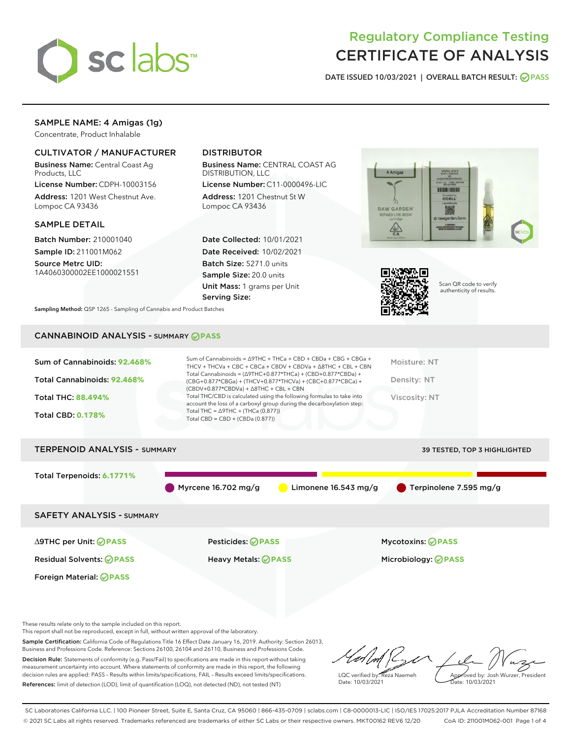# Regulatory Compliance Testing
# CERTIFICATE OF ANALYSIS

DATE ISSUED 10/03/2021 | OVERALL BATCH RESULT: PASS

## SAMPLE NAME: 4 Amigas (1g)

Concentrate, Product Inhalable

### CULTIVATOR / MANUFACTURER

**Business Name:** Central Coast Ag Products, LLC
**License Number:** CDPH-10003156
**Address:** 1201 West Chestnut Ave. Lompoc CA 93436

### DISTRIBUTOR

**Business Name:** CENTRAL COAST AG DISTRIBUTION, LLC
**License Number:** C11-0000496-LIC
**Address:** 1201 Chestnut St W Lompoc CA 93436

### SAMPLE DETAIL

**Batch Number:** 210001040
**Sample ID:** 211001M062
**Source Metrc UID:** 1A4060300002EE1000021551

**Date Collected:** 10/01/2021
**Date Received:** 10/02/2021
**Batch Size:** 5271.0 units
**Sample Size:** 20.0 units
**Unit Mass:** 1 grams per Unit
**Serving Size:**

Scan QR code to verify authenticity of results.

**Sampling Method:** QSP 1265 - Sampling of Cannabis and Product Batches

## CANNABINOID ANALYSIS - SUMMARY PASS

Sum of Cannabinoids: **92.468%**
Total Cannabinoids: **92.468%**
Total THC: **88.494%**
Total CBD: **0.178%**

Sum of Cannabinoids = Δ9THC + THCa + CBD + CBDa + CBG + CBGa + THCV + THCVa + CBC + CBCa + CBDV + CBDVa + Δ8THC + CBL + CBN
Total Cannabinoids = (Δ9THC+0.877*THCa) + (CBD+0.877*CBDa) + (CBG+0.877*CBGa) + (THCV+0.877*THCVa) + (CBC+0.877*CBCa) + (CBDV+0.877*CBDVa) + Δ8THC + CBL + CBN
Total THC/CBD is calculated using the following formulas to take into account the loss of a carboxyl group during the decarboxylation step:
Total THC = Δ9THC + (THCa (0.877))
Total CBD = CBD + (CBDa (0.877))

Moisture: NT
Density: NT
Viscosity: NT

## TERPENOID ANALYSIS - SUMMARY

39 TESTED, TOP 3 HIGHLIGHTED

Total Terpenoids: **6.1771%**

Myrcene 16.702 mg/g | Limonene 16.543 mg/g | Terpinolene 7.595 mg/g

## SAFETY ANALYSIS - SUMMARY

Δ9THC per Unit: PASS
Pesticides: PASS
Mycotoxins: PASS
Residual Solvents: PASS
Heavy Metals: PASS
Microbiology: PASS
Foreign Material: PASS

These results relate only to the sample included on this report.
This report shall not be reproduced, except in full, without written approval of the laboratory.

**Sample Certification:** California Code of Regulations Title 16 Effect Date January 16, 2019. Authority: Section 26013, Business and Professions Code. Reference: Sections 26100, 26104 and 26110, Business and Professions Code.

**Decision Rule:** Statements of conformity (e.g. Pass/Fail) to specifications are made in this report without taking measurement uncertainty into account. Where statements of conformity are made in this report, the following decision rules are applied: PASS – Results within limits/specifications, FAIL – Results exceed limits/specifications.

**References:** limit of detection (LOD), limit of quantification (LOQ), not detected (ND), not tested (NT)

LQC verified by: Reza Naemeh
Date: 10/03/2021

Approved by: Josh Wurzer, President
Date: 10/03/2021

SC Laboratories California LLC. | 100 Pioneer Street, Suite E, Santa Cruz, CA 95060 | 866-435-0709 | sclabs.com | C8-0000013-LIC | ISO/IES 17025:2017 PJLA Accreditation Number 87168
© 2021 SC Labs all rights reserved. Trademarks referenced are trademarks of either SC Labs or their respective owners. MKT00162 REV6 12/20 CoA ID: 211001M062-001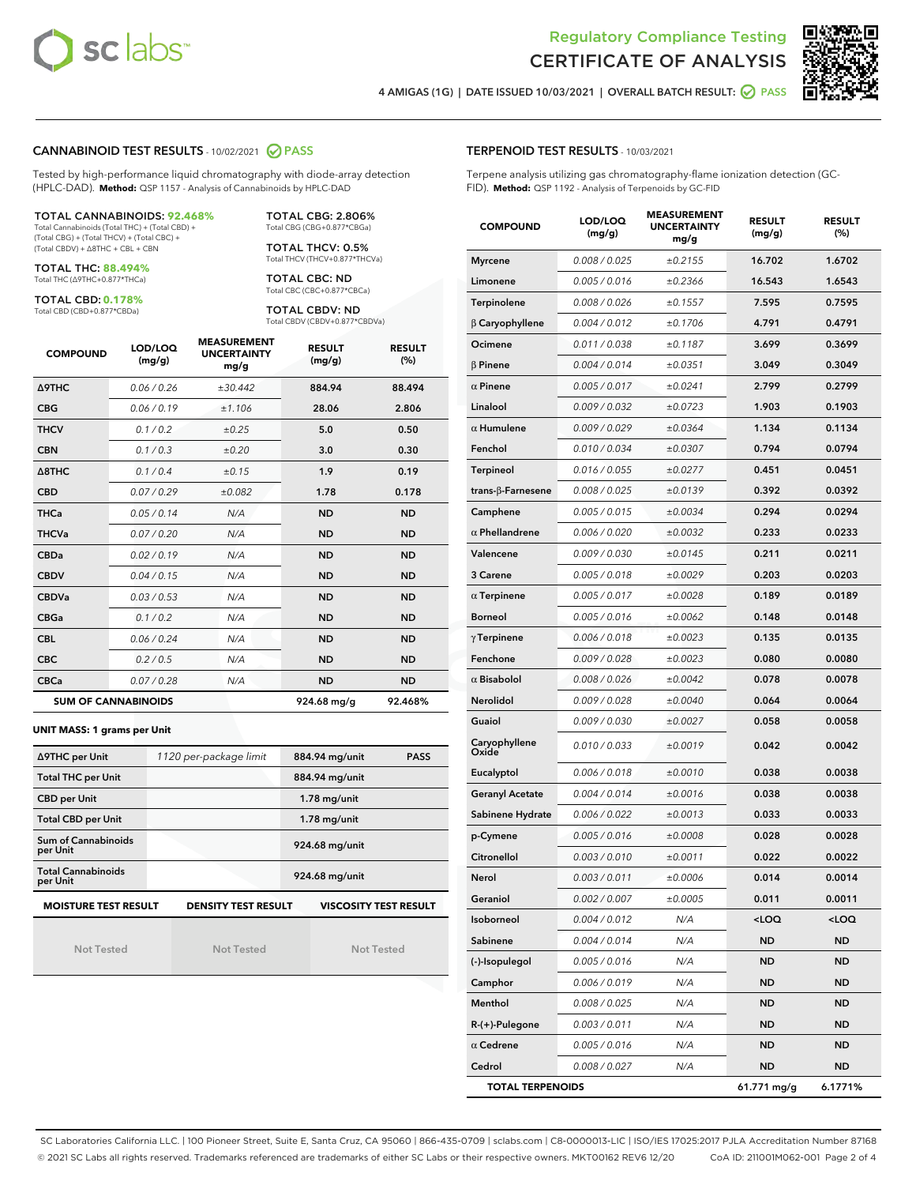# Regulatory Compliance Testing
## CERTIFICATE OF ANALYSIS

4 AMIGAS (1G) | DATE ISSUED 10/03/2021 | OVERALL BATCH RESULT: PASS

## CANNABINOID TEST RESULTS - 10/02/2021 PASS

Tested by high-performance liquid chromatography with diode-array detection (HPLC-DAD). **Method:** QSP 1157 - Analysis of Cannabinoids by HPLC-DAD

**TOTAL CANNABINOIDS: 92.468%**
Total Cannabinoids (Total THC) + (Total CBD) + (Total CBG) + (Total THCV) + (Total CBC) + (Total CBDV) + Δ8THC + CBL + CBN

**TOTAL THC: 88.494%**
Total THC (Δ9THC+0.877*THCa)

**TOTAL CBD: 0.178%**
Total CBD (CBD+0.877*CBDa)

**TOTAL CBG: 2.806%**
Total CBG (CBG+0.877*CBGa)

**TOTAL THCV: 0.5%**
Total THCV (THCV+0.877*THCVa)

**TOTAL CBC: ND**
Total CBC (CBC+0.877*CBCa)

**TOTAL CBDV: ND**
Total CBDV (CBDV+0.877*CBDVa)

| COMPOUND | LOD/LOQ (mg/g) | MEASUREMENT UNCERTAINTY mg/g | RESULT (mg/g) | RESULT (%) |
|---|---|---|---|---|
| Δ9THC | 0.06 / 0.26 | ±30.442 | 884.94 | 88.494 |
| CBG | 0.06 / 0.19 | ±1.106 | 28.06 | 2.806 |
| THCV | 0.1 / 0.2 | ±0.25 | 5.0 | 0.50 |
| CBN | 0.1 / 0.3 | ±0.20 | 3.0 | 0.30 |
| Δ8THC | 0.1 / 0.4 | ±0.15 | 1.9 | 0.19 |
| CBD | 0.07 / 0.29 | ±0.082 | 1.78 | 0.178 |
| THCa | 0.05 / 0.14 | N/A | ND | ND |
| THCVa | 0.07 / 0.20 | N/A | ND | ND |
| CBDa | 0.02 / 0.19 | N/A | ND | ND |
| CBDV | 0.04 / 0.15 | N/A | ND | ND |
| CBDVa | 0.03 / 0.53 | N/A | ND | ND |
| CBGa | 0.1 / 0.2 | N/A | ND | ND |
| CBL | 0.06 / 0.24 | N/A | ND | ND |
| CBC | 0.2 / 0.5 | N/A | ND | ND |
| CBCa | 0.07 / 0.28 | N/A | ND | ND |
| **SUM OF CANNABINOIDS** | | | **924.68 mg/g** | **92.468%** |

**UNIT MASS: 1 grams per Unit**

| | | | |
|---|---|---|---|
| Δ9THC per Unit | 1120 per-package limit | 884.94 mg/unit | PASS |
| Total THC per Unit | | 884.94 mg/unit | |
| CBD per Unit | | 1.78 mg/unit | |
| Total CBD per Unit | | 1.78 mg/unit | |
| Sum of Cannabinoids per Unit | | 924.68 mg/unit | |
| Total Cannabinoids per Unit | | 924.68 mg/unit | |

| MOISTURE TEST RESULT | DENSITY TEST RESULT | VISCOSITY TEST RESULT |
|---|---|---|
| Not Tested | Not Tested | Not Tested |

## TERPENOID TEST RESULTS - 10/03/2021

Terpene analysis utilizing gas chromatography-flame ionization detection (GC-FID). **Method:** QSP 1192 - Analysis of Terpenoids by GC-FID

| COMPOUND | LOD/LOQ (mg/g) | MEASUREMENT UNCERTAINTY mg/g | RESULT (mg/g) | RESULT (%) |
|---|---|---|---|---|
| Myrcene | 0.008 / 0.025 | ±0.2155 | 16.702 | 1.6702 |
| Limonene | 0.005 / 0.016 | ±0.2366 | 16.543 | 1.6543 |
| Terpinolene | 0.008 / 0.026 | ±0.1557 | 7.595 | 0.7595 |
| β Caryophyllene | 0.004 / 0.012 | ±0.1706 | 4.791 | 0.4791 |
| Ocimene | 0.011 / 0.038 | ±0.1187 | 3.699 | 0.3699 |
| β Pinene | 0.004 / 0.014 | ±0.0351 | 3.049 | 0.3049 |
| α Pinene | 0.005 / 0.017 | ±0.0241 | 2.799 | 0.2799 |
| Linalool | 0.009 / 0.032 | ±0.0723 | 1.903 | 0.1903 |
| α Humulene | 0.009 / 0.029 | ±0.0364 | 1.134 | 0.1134 |
| Fenchol | 0.010 / 0.034 | ±0.0307 | 0.794 | 0.0794 |
| Terpineol | 0.016 / 0.055 | ±0.0277 | 0.451 | 0.0451 |
| trans-β-Farnesene | 0.008 / 0.025 | ±0.0139 | 0.392 | 0.0392 |
| Camphene | 0.005 / 0.015 | ±0.0034 | 0.294 | 0.0294 |
| α Phellandrene | 0.006 / 0.020 | ±0.0032 | 0.233 | 0.0233 |
| Valencene | 0.009 / 0.030 | ±0.0145 | 0.211 | 0.0211 |
| 3 Carene | 0.005 / 0.018 | ±0.0029 | 0.203 | 0.0203 |
| α Terpinene | 0.005 / 0.017 | ±0.0028 | 0.189 | 0.0189 |
| Borneol | 0.005 / 0.016 | ±0.0062 | 0.148 | 0.0148 |
| γ Terpinene | 0.006 / 0.018 | ±0.0023 | 0.135 | 0.0135 |
| Fenchone | 0.009 / 0.028 | ±0.0023 | 0.080 | 0.0080 |
| α Bisabolol | 0.008 / 0.026 | ±0.0042 | 0.078 | 0.0078 |
| Nerolidol | 0.009 / 0.028 | ±0.0040 | 0.064 | 0.0064 |
| Guaiol | 0.009 / 0.030 | ±0.0027 | 0.058 | 0.0058 |
| Caryophyllene Oxide | 0.010 / 0.033 | ±0.0019 | 0.042 | 0.0042 |
| Eucalyptol | 0.006 / 0.018 | ±0.0010 | 0.038 | 0.0038 |
| Geranyl Acetate | 0.004 / 0.014 | ±0.0016 | 0.038 | 0.0038 |
| Sabinene Hydrate | 0.006 / 0.022 | ±0.0013 | 0.033 | 0.0033 |
| p-Cymene | 0.005 / 0.016 | ±0.0008 | 0.028 | 0.0028 |
| Citronellol | 0.003 / 0.010 | ±0.0011 | 0.022 | 0.0022 |
| Nerol | 0.003 / 0.011 | ±0.0006 | 0.014 | 0.0014 |
| Geraniol | 0.002 / 0.007 | ±0.0005 | 0.011 | 0.0011 |
| Isoborneol | 0.004 / 0.012 | N/A | <LOQ | <LOQ |
| Sabinene | 0.004 / 0.014 | N/A | ND | ND |
| (-)-Isopulegol | 0.005 / 0.016 | N/A | ND | ND |
| Camphor | 0.006 / 0.019 | N/A | ND | ND |
| Menthol | 0.008 / 0.025 | N/A | ND | ND |
| R-(+)-Pulegone | 0.003 / 0.011 | N/A | ND | ND |
| α Cedrene | 0.005 / 0.016 | N/A | ND | ND |
| Cedrol | 0.008 / 0.027 | N/A | ND | ND |
| **TOTAL TERPENOIDS** | | | **61.771 mg/g** | **6.1771%** |

SC Laboratories California LLC. | 100 Pioneer Street, Suite E, Santa Cruz, CA 95060 | 866-435-0709 | sclabs.com | C8-0000013-LIC | ISO/IES 17025:2017 PJLA Accreditation Number 87168
© 2021 SC Labs all rights reserved. Trademarks referenced are trademarks of either SC Labs or their respective owners. MKT00162 REV6 12/20 CoA ID: 211001M062-001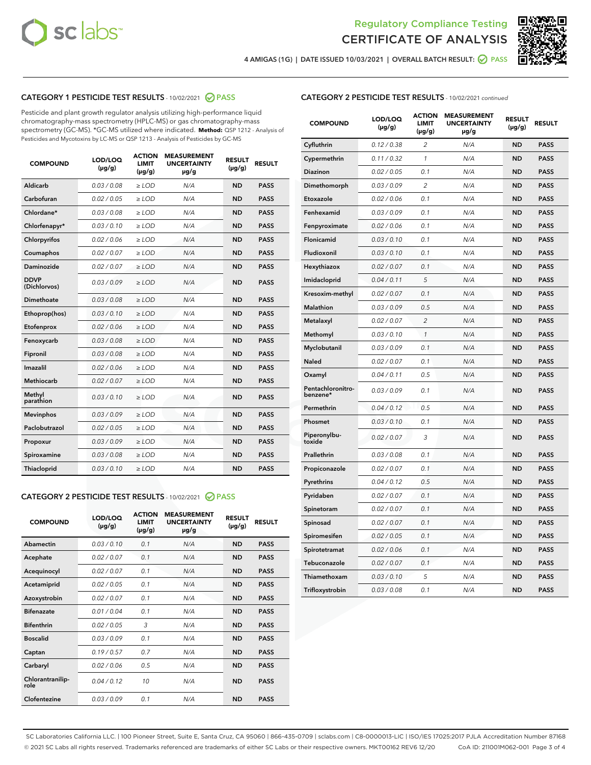Regulatory Compliance Testing

# CERTIFICATE OF ANALYSIS

4 AMIGAS (1G) | DATE ISSUED 10/03/2021 | OVERALL BATCH RESULT: PASS

## CATEGORY 1 PESTICIDE TEST RESULTS - 10/02/2021 PASS

Pesticide and plant growth regulator analysis utilizing high-performance liquid chromatography-mass spectrometry (HPLC-MS) or gas chromatography-mass spectrometry (GC-MS). *GC-MS utilized where indicated. **Method:** QSP 1212 - Analysis of Pesticides and Mycotoxins by LC-MS or QSP 1213 - Analysis of Pesticides by GC-MS

| COMPOUND | LOD/LOQ (µg/g) | ACTION LIMIT (µg/g) | MEASUREMENT UNCERTAINTY µg/g | RESULT (µg/g) | RESULT |
|---|---|---|---|---|---|
| Aldicarb | 0.03 / 0.08 | ≥ LOD | N/A | ND | PASS |
| Carbofuran | 0.02 / 0.05 | ≥ LOD | N/A | ND | PASS |
| Chlordane* | 0.03 / 0.08 | ≥ LOD | N/A | ND | PASS |
| Chlorfenapyr* | 0.03 / 0.10 | ≥ LOD | N/A | ND | PASS |
| Chlorpyrifos | 0.02 / 0.06 | ≥ LOD | N/A | ND | PASS |
| Coumaphos | 0.02 / 0.07 | ≥ LOD | N/A | ND | PASS |
| Daminozide | 0.02 / 0.07 | ≥ LOD | N/A | ND | PASS |
| DDVP (Dichlorvos) | 0.03 / 0.09 | ≥ LOD | N/A | ND | PASS |
| Dimethoate | 0.03 / 0.08 | ≥ LOD | N/A | ND | PASS |
| Ethoprop(hos) | 0.03 / 0.10 | ≥ LOD | N/A | ND | PASS |
| Etofenprox | 0.02 / 0.06 | ≥ LOD | N/A | ND | PASS |
| Fenoxycarb | 0.03 / 0.08 | ≥ LOD | N/A | ND | PASS |
| Fipronil | 0.03 / 0.08 | ≥ LOD | N/A | ND | PASS |
| Imazalil | 0.02 / 0.06 | ≥ LOD | N/A | ND | PASS |
| Methiocarb | 0.02 / 0.07 | ≥ LOD | N/A | ND | PASS |
| Methyl parathion | 0.03 / 0.10 | ≥ LOD | N/A | ND | PASS |
| Mevinphos | 0.03 / 0.09 | ≥ LOD | N/A | ND | PASS |
| Paclobutrazol | 0.02 / 0.05 | ≥ LOD | N/A | ND | PASS |
| Propoxur | 0.03 / 0.09 | ≥ LOD | N/A | ND | PASS |
| Spiroxamine | 0.03 / 0.08 | ≥ LOD | N/A | ND | PASS |
| Thiacloprid | 0.03 / 0.10 | ≥ LOD | N/A | ND | PASS |

## CATEGORY 2 PESTICIDE TEST RESULTS - 10/02/2021 PASS

| COMPOUND | LOD/LOQ (µg/g) | ACTION LIMIT (µg/g) | MEASUREMENT UNCERTAINTY µg/g | RESULT (µg/g) | RESULT |
|---|---|---|---|---|---|
| Abamectin | 0.03 / 0.10 | 0.1 | N/A | ND | PASS |
| Acephate | 0.02 / 0.07 | 0.1 | N/A | ND | PASS |
| Acequinocyl | 0.02 / 0.07 | 0.1 | N/A | ND | PASS |
| Acetamiprid | 0.02 / 0.05 | 0.1 | N/A | ND | PASS |
| Azoxystrobin | 0.02 / 0.07 | 0.1 | N/A | ND | PASS |
| Bifenazate | 0.01 / 0.04 | 0.1 | N/A | ND | PASS |
| Bifenthrin | 0.02 / 0.05 | 3 | N/A | ND | PASS |
| Boscalid | 0.03 / 0.09 | 0.1 | N/A | ND | PASS |
| Captan | 0.19 / 0.57 | 0.7 | N/A | ND | PASS |
| Carbaryl | 0.02 / 0.06 | 0.5 | N/A | ND | PASS |
| Chlorantraniliprole | 0.04 / 0.12 | 10 | N/A | ND | PASS |
| Clofentezine | 0.03 / 0.09 | 0.1 | N/A | ND | PASS |
| Cyfluthrin | 0.12 / 0.38 | 2 | N/A | ND | PASS |
| Cypermethrin | 0.11 / 0.32 | 1 | N/A | ND | PASS |
| Diazinon | 0.02 / 0.05 | 0.1 | N/A | ND | PASS |
| Dimethomorph | 0.03 / 0.09 | 2 | N/A | ND | PASS |
| Etoxazole | 0.02 / 0.06 | 0.1 | N/A | ND | PASS |
| Fenhexamid | 0.03 / 0.09 | 0.1 | N/A | ND | PASS |
| Fenpyroximate | 0.02 / 0.06 | 0.1 | N/A | ND | PASS |
| Flonicamid | 0.03 / 0.10 | 0.1 | N/A | ND | PASS |
| Fludioxonil | 0.03 / 0.10 | 0.1 | N/A | ND | PASS |
| Hexythiazox | 0.02 / 0.07 | 0.1 | N/A | ND | PASS |
| Imidacloprid | 0.04 / 0.11 | 5 | N/A | ND | PASS |
| Kresoxim-methyl | 0.02 / 0.07 | 0.1 | N/A | ND | PASS |
| Malathion | 0.03 / 0.09 | 0.5 | N/A | ND | PASS |
| Metalaxyl | 0.02 / 0.07 | 2 | N/A | ND | PASS |
| Methomyl | 0.03 / 0.10 | 1 | N/A | ND | PASS |
| Myclobutanil | 0.03 / 0.09 | 0.1 | N/A | ND | PASS |
| Naled | 0.02 / 0.07 | 0.1 | N/A | ND | PASS |
| Oxamyl | 0.04 / 0.11 | 0.5 | N/A | ND | PASS |
| Pentachloronitrobenzene* | 0.03 / 0.09 | 0.1 | N/A | ND | PASS |
| Permethrin | 0.04 / 0.12 | 0.5 | N/A | ND | PASS |
| Phosmet | 0.03 / 0.10 | 0.1 | N/A | ND | PASS |
| Piperonylbutoxide | 0.02 / 0.07 | 3 | N/A | ND | PASS |
| Prallethrin | 0.03 / 0.08 | 0.1 | N/A | ND | PASS |
| Propiconazole | 0.02 / 0.07 | 0.1 | N/A | ND | PASS |
| Pyrethrins | 0.04 / 0.12 | 0.5 | N/A | ND | PASS |
| Pyridaben | 0.02 / 0.07 | 0.1 | N/A | ND | PASS |
| Spinetoram | 0.02 / 0.07 | 0.1 | N/A | ND | PASS |
| Spinosad | 0.02 / 0.07 | 0.1 | N/A | ND | PASS |
| Spiromesifen | 0.02 / 0.05 | 0.1 | N/A | ND | PASS |
| Spirotetramat | 0.02 / 0.06 | 0.1 | N/A | ND | PASS |
| Tebuconazole | 0.02 / 0.07 | 0.1 | N/A | ND | PASS |
| Thiamethoxam | 0.03 / 0.10 | 5 | N/A | ND | PASS |
| Trifloxystrobin | 0.03 / 0.08 | 0.1 | N/A | ND | PASS |

SC Laboratories California LLC. | 100 Pioneer Street, Suite E, Santa Cruz, CA 95060 | 866-435-0709 | sclabs.com | C8-0000013-LIC | ISO/IES 17025:2017 PJLA Accreditation Number 87168
© 2021 SC Labs all rights reserved. Trademarks referenced are trademarks of either SC Labs or their respective owners. MKT00162 REV6 12/20 CoA ID: 211001M062-001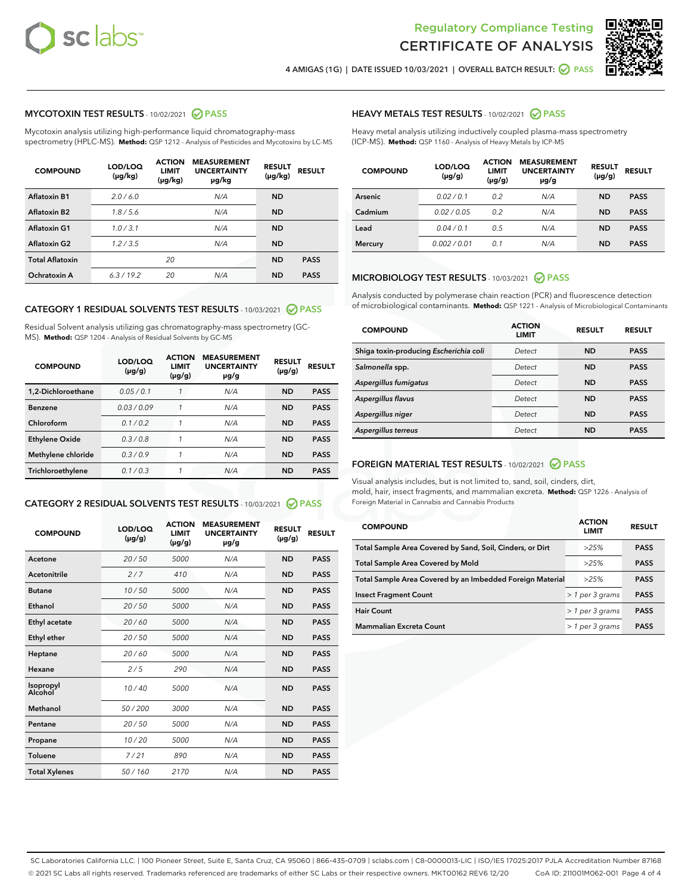Regulatory Compliance Testing

# CERTIFICATE OF ANALYSIS

4 AMIGAS (1G) | DATE ISSUED 10/03/2021 | OVERALL BATCH RESULT: PASS

## MYCOTOXIN TEST RESULTS - 10/02/2021 PASS

Mycotoxin analysis utilizing high-performance liquid chromatography-mass spectrometry (HPLC-MS). **Method:** QSP 1212 - Analysis of Pesticides and Mycotoxins by LC-MS

| COMPOUND | LOD/LOQ (μg/kg) | ACTION LIMIT (μg/kg) | MEASUREMENT UNCERTAINTY μg/kg | RESULT (μg/kg) | RESULT |
|---|---|---|---|---|---|
| Aflatoxin B1 | 2.0 / 6.0 | | N/A | ND | |
| Aflatoxin B2 | 1.8 / 5.6 | | N/A | ND | |
| Aflatoxin G1 | 1.0 / 3.1 | | N/A | ND | |
| Aflatoxin G2 | 1.2 / 3.5 | | N/A | ND | |
| Total Aflatoxin | | 20 | | ND | PASS |
| Ochratoxin A | 6.3 / 19.2 | 20 | N/A | ND | PASS |

## CATEGORY 1 RESIDUAL SOLVENTS TEST RESULTS - 10/03/2021 PASS

Residual Solvent analysis utilizing gas chromatography-mass spectrometry (GC-MS). **Method:** QSP 1204 - Analysis of Residual Solvents by GC-MS

| COMPOUND | LOD/LOQ (μg/g) | ACTION LIMIT (μg/g) | MEASUREMENT UNCERTAINTY μg/g | RESULT (μg/g) | RESULT |
|---|---|---|---|---|---|
| 1,2-Dichloroethane | 0.05 / 0.1 | 1 | N/A | ND | PASS |
| Benzene | 0.03 / 0.09 | 1 | N/A | ND | PASS |
| Chloroform | 0.1 / 0.2 | 1 | N/A | ND | PASS |
| Ethylene Oxide | 0.3 / 0.8 | 1 | N/A | ND | PASS |
| Methylene chloride | 0.3 / 0.9 | 1 | N/A | ND | PASS |
| Trichloroethylene | 0.1 / 0.3 | 1 | N/A | ND | PASS |

## CATEGORY 2 RESIDUAL SOLVENTS TEST RESULTS - 10/03/2021 PASS

| COMPOUND | LOD/LOQ (μg/g) | ACTION LIMIT (μg/g) | MEASUREMENT UNCERTAINTY μg/g | RESULT (μg/g) | RESULT |
|---|---|---|---|---|---|
| Acetone | 20 / 50 | 5000 | N/A | ND | PASS |
| Acetonitrile | 2 / 7 | 410 | N/A | ND | PASS |
| Butane | 10 / 50 | 5000 | N/A | ND | PASS |
| Ethanol | 20 / 50 | 5000 | N/A | ND | PASS |
| Ethyl acetate | 20 / 60 | 5000 | N/A | ND | PASS |
| Ethyl ether | 20 / 50 | 5000 | N/A | ND | PASS |
| Heptane | 20 / 60 | 5000 | N/A | ND | PASS |
| Hexane | 2 / 5 | 290 | N/A | ND | PASS |
| Isopropyl Alcohol | 10 / 40 | 5000 | N/A | ND | PASS |
| Methanol | 50 / 200 | 3000 | N/A | ND | PASS |
| Pentane | 20 / 50 | 5000 | N/A | ND | PASS |
| Propane | 10 / 20 | 5000 | N/A | ND | PASS |
| Toluene | 7 / 21 | 890 | N/A | ND | PASS |
| Total Xylenes | 50 / 160 | 2170 | N/A | ND | PASS |

## HEAVY METALS TEST RESULTS - 10/02/2021 PASS

Heavy metal analysis utilizing inductively coupled plasma-mass spectrometry (ICP-MS). **Method:** QSP 1160 - Analysis of Heavy Metals by ICP-MS

| COMPOUND | LOD/LOQ (μg/g) | ACTION LIMIT (μg/g) | MEASUREMENT UNCERTAINTY μg/g | RESULT (μg/g) | RESULT |
|---|---|---|---|---|---|
| Arsenic | 0.02 / 0.1 | 0.2 | N/A | ND | PASS |
| Cadmium | 0.02 / 0.05 | 0.2 | N/A | ND | PASS |
| Lead | 0.04 / 0.1 | 0.5 | N/A | ND | PASS |
| Mercury | 0.002 / 0.01 | 0.1 | N/A | ND | PASS |

## MICROBIOLOGY TEST RESULTS - 10/03/2021 PASS

Analysis conducted by polymerase chain reaction (PCR) and fluorescence detection of microbiological contaminants. **Method:** QSP 1221 - Analysis of Microbiological Contaminants

| COMPOUND | ACTION LIMIT | RESULT | RESULT |
|---|---|---|---|
| Shiga toxin-producing *Escherichia coli* | Detect | ND | PASS |
| *Salmonella* spp. | Detect | ND | PASS |
| *Aspergillus fumigatus* | Detect | ND | PASS |
| *Aspergillus flavus* | Detect | ND | PASS |
| *Aspergillus niger* | Detect | ND | PASS |
| *Aspergillus terreus* | Detect | ND | PASS |

## FOREIGN MATERIAL TEST RESULTS - 10/02/2021 PASS

Visual analysis includes, but is not limited to, sand, soil, cinders, dirt, mold, hair, insect fragments, and mammalian excreta. **Method:** QSP 1226 - Analysis of Foreign Material in Cannabis and Cannabis Products

| COMPOUND | ACTION LIMIT | RESULT |
|---|---|---|
| Total Sample Area Covered by Sand, Soil, Cinders, or Dirt | >25% | PASS |
| Total Sample Area Covered by Mold | >25% | PASS |
| Total Sample Area Covered by an Imbedded Foreign Material | >25% | PASS |
| Insect Fragment Count | > 1 per 3 grams | PASS |
| Hair Count | > 1 per 3 grams | PASS |
| Mammalian Excreta Count | > 1 per 3 grams | PASS |

SC Laboratories California LLC. | 100 Pioneer Street, Suite E, Santa Cruz, CA 95060 | 866-435-0709 | sclabs.com | C8-0000013-LIC | ISO/IES 17025:2017 PJLA Accreditation Number 87168
© 2021 SC Labs all rights reserved. Trademarks referenced are trademarks of either SC Labs or their respective owners. MKT00162 REV6 12/20 CoA ID: 211001M062-001